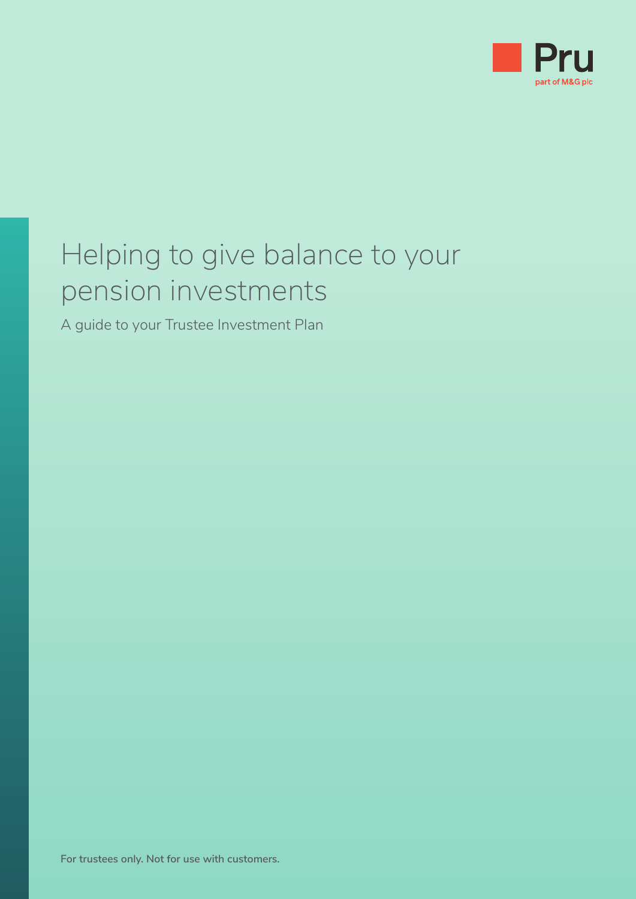Pru

part of M&G plc

# Helping to give balance to your pension investments

A guide to your Trustee Investment Plan

**For trustees only. Not for use with customers.**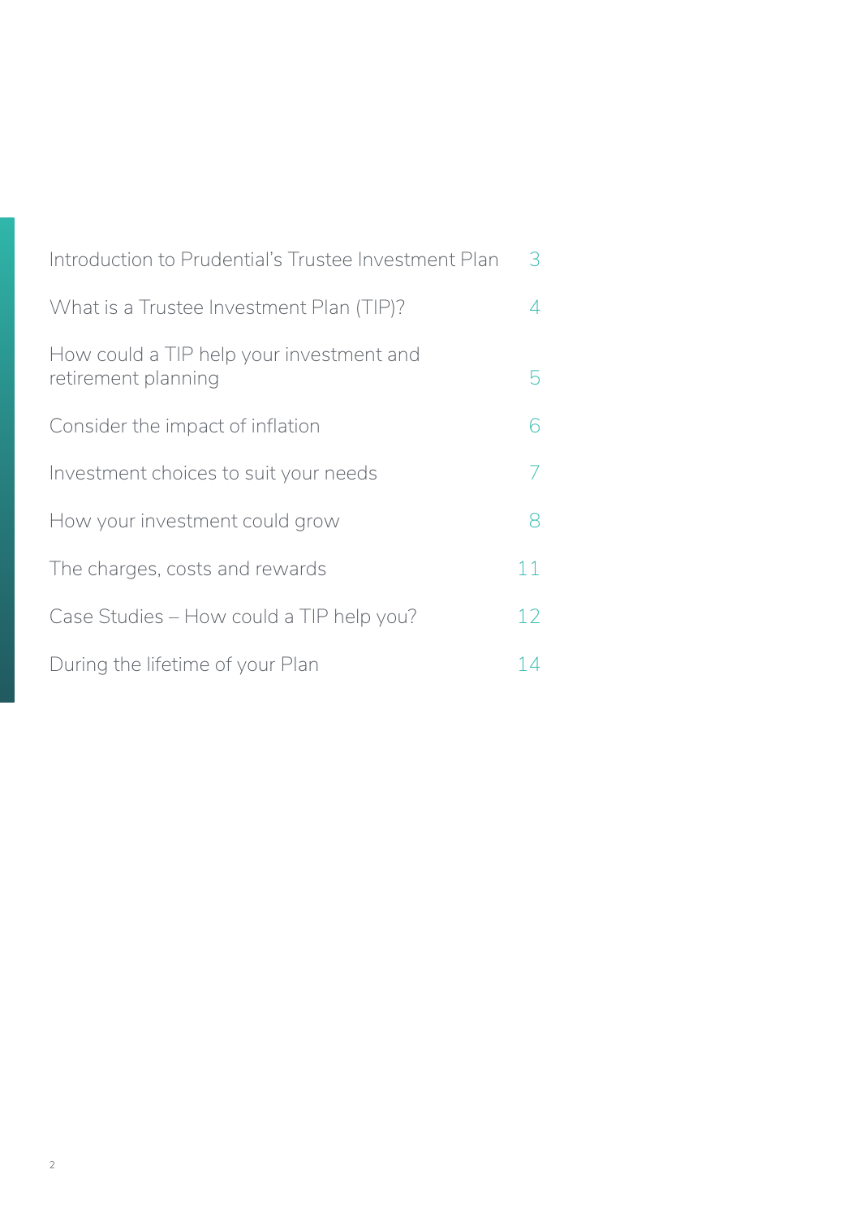| | |
|---|---|
| Introduction to Prudential's Trustee Investment Plan | 3 |
| What is a Trustee Investment Plan (TIP)? | 4 |
| How could a TIP help your investment and retirement planning | 5 |
| Consider the impact of inflation | 6 |
| Investment choices to suit your needs | 7 |
| How your investment could grow | 8 |
| The charges, costs and rewards | 11 |
| Case Studies – How could a TIP help you? | 12 |
| During the lifetime of your Plan | 14 |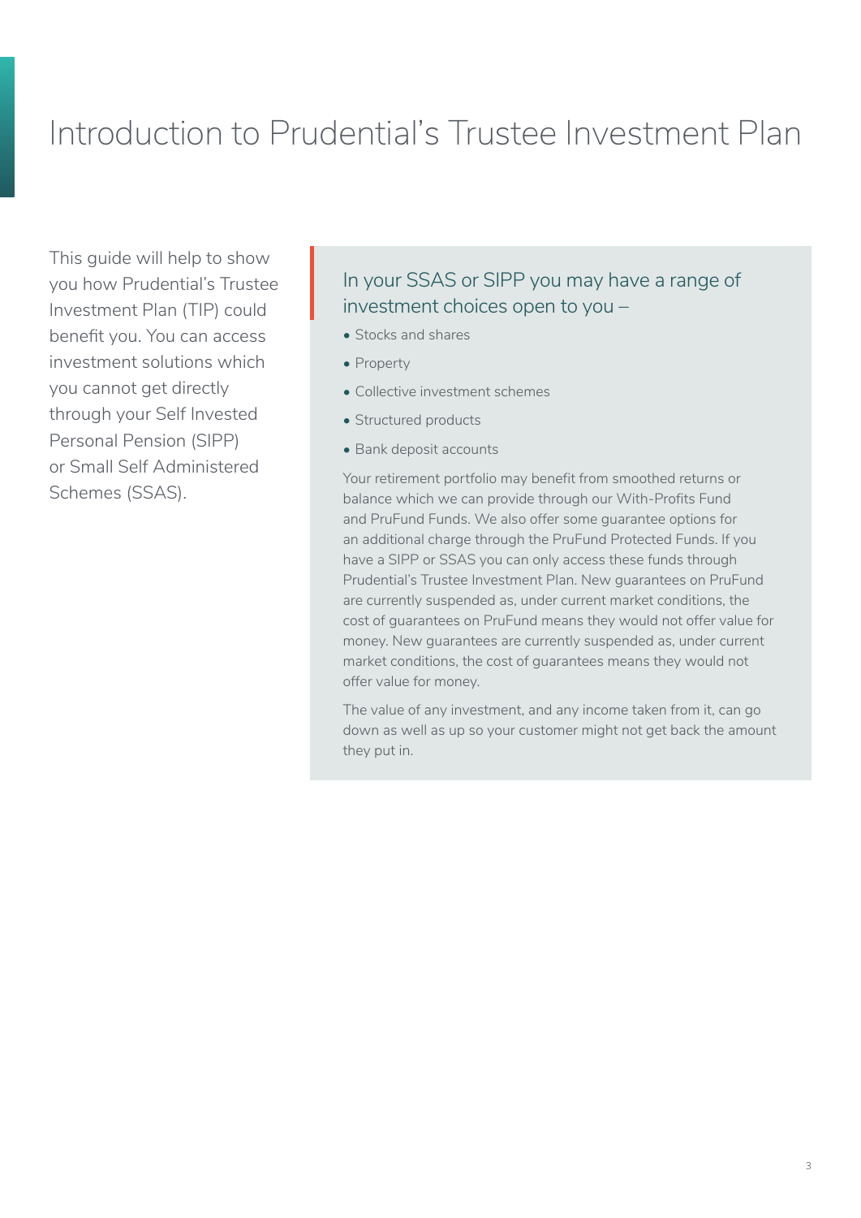# Introduction to Prudential's Trustee Investment Plan

This guide will help to show you how Prudential's Trustee Investment Plan (TIP) could benefit you. You can access investment solutions which you cannot get directly through your Self Invested Personal Pension (SIPP) or Small Self Administered Schemes (SSAS).

## In your SSAS or SIPP you may have a range of investment choices open to you –

- Stocks and shares
- Property
- Collective investment schemes
- Structured products
- Bank deposit accounts

Your retirement portfolio may benefit from smoothed returns or balance which we can provide through our With-Profits Fund and PruFund Funds. We also offer some guarantee options for an additional charge through the PruFund Protected Funds. If you have a SIPP or SSAS you can only access these funds through Prudential's Trustee Investment Plan. New guarantees on PruFund are currently suspended as, under current market conditions, the cost of guarantees on PruFund means they would not offer value for money. New guarantees are currently suspended as, under current market conditions, the cost of guarantees means they would not offer value for money.

The value of any investment, and any income taken from it, can go down as well as up so your customer might not get back the amount they put in.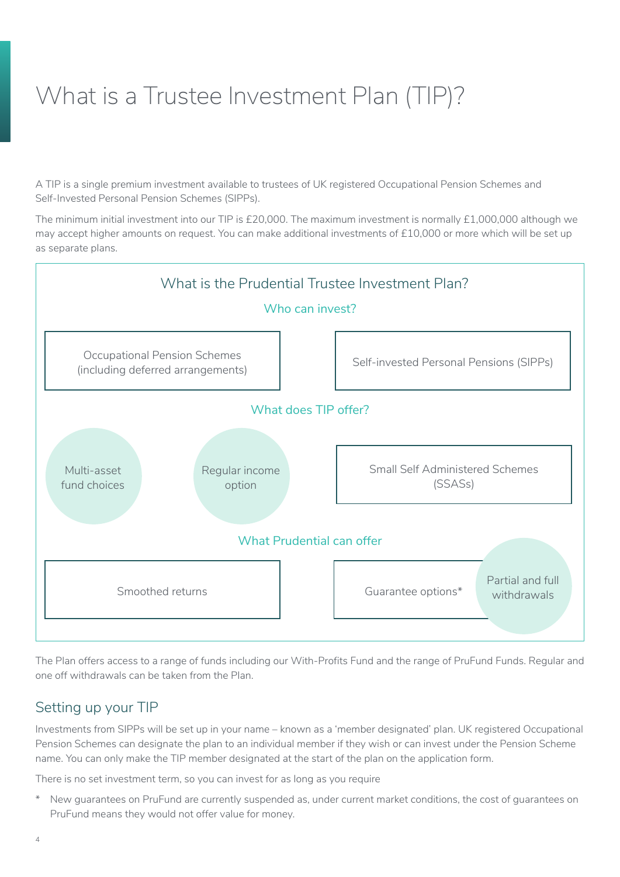# What is a Trustee Investment Plan (TIP)?

A TIP is a single premium investment available to trustees of UK registered Occupational Pension Schemes and Self-Invested Personal Pension Schemes (SIPPs).

The minimum initial investment into our TIP is £20,000. The maximum investment is normally £1,000,000 although we may accept higher amounts on request. You can make additional investments of £10,000 or more which will be set up as separate plans.

## What is the Prudential Trustee Investment Plan?

### Who can invest?

- Occupational Pension Schemes (including deferred arrangements)
- Self-invested Personal Pensions (SIPPs)

### What does TIP offer?

- Multi-asset fund choices
- Regular income option
- Small Self Administered Schemes (SSASs)

### What Prudential can offer

- Smoothed returns
- Guarantee options*
- Partial and full withdrawals

The Plan offers access to a range of funds including our With-Profits Fund and the range of PruFund Funds. Regular and one off withdrawals can be taken from the Plan.

## Setting up your TIP

Investments from SIPPs will be set up in your name – known as a 'member designated' plan. UK registered Occupational Pension Schemes can designate the plan to an individual member if they wish or can invest under the Pension Scheme name. You can only make the TIP member designated at the start of the plan on the application form.

There is no set investment term, so you can invest for as long as you require

\* New guarantees on PruFund are currently suspended as, under current market conditions, the cost of guarantees on PruFund means they would not offer value for money.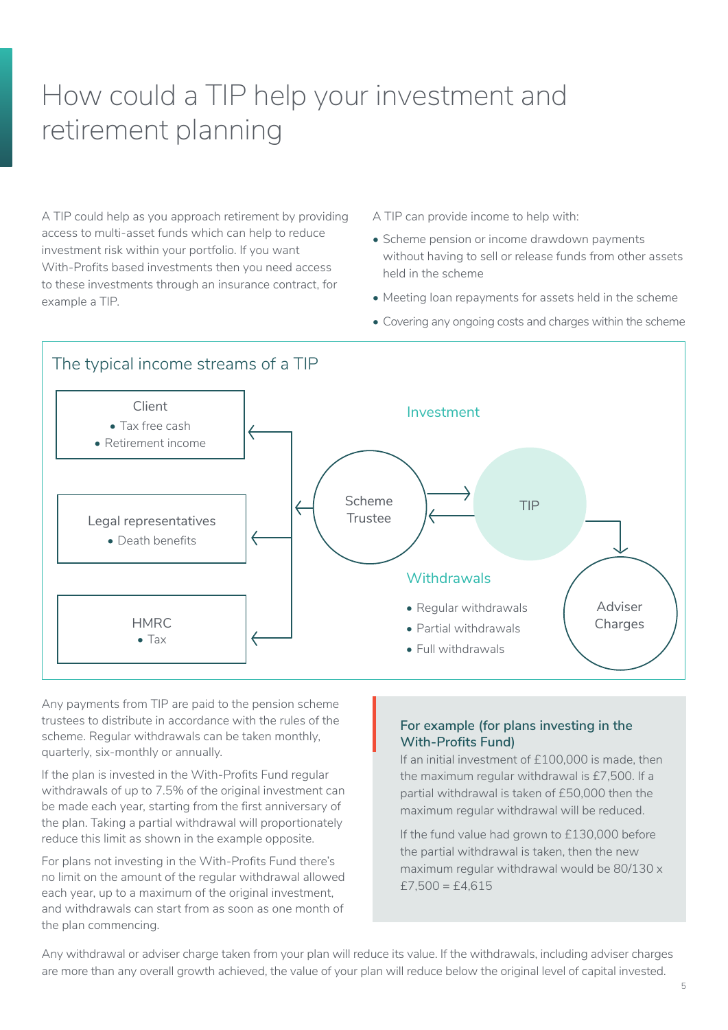# How could a TIP help your investment and retirement planning

A TIP could help as you approach retirement by providing access to multi-asset funds which can help to reduce investment risk within your portfolio. If you want With-Profits based investments then you need access to these investments through an insurance contract, for example a TIP.

A TIP can provide income to help with:

- Scheme pension or income drawdown payments without having to sell or release funds from other assets held in the scheme
- Meeting loan repayments for assets held in the scheme
- Covering any ongoing costs and charges within the scheme

## The typical income streams of a TIP

Client
- Tax free cash
- Retirement income

Legal representatives
- Death benefits

HMRC
- Tax

Investment

Scheme Trustee

TIP

Adviser Charges

Withdrawals
- Regular withdrawals
- Partial withdrawals
- Full withdrawals

Any payments from TIP are paid to the pension scheme trustees to distribute in accordance with the rules of the scheme. Regular withdrawals can be taken monthly, quarterly, six-monthly or annually.

If the plan is invested in the With-Profits Fund regular withdrawals of up to 7.5% of the original investment can be made each year, starting from the first anniversary of the plan. Taking a partial withdrawal will proportionately reduce this limit as shown in the example opposite.

For plans not investing in the With-Profits Fund there's no limit on the amount of the regular withdrawal allowed each year, up to a maximum of the original investment, and withdrawals can start from as soon as one month of the plan commencing.

**For example (for plans investing in the With-Profits Fund)**

If an initial investment of £100,000 is made, then the maximum regular withdrawal is £7,500. If a partial withdrawal is taken of £50,000 then the maximum regular withdrawal will be reduced.

If the fund value had grown to £130,000 before the partial withdrawal is taken, then the new maximum regular withdrawal would be 80/130 x £7,500 = £4,615

Any withdrawal or adviser charge taken from your plan will reduce its value. If the withdrawals, including adviser charges are more than any overall growth achieved, the value of your plan will reduce below the original level of capital invested.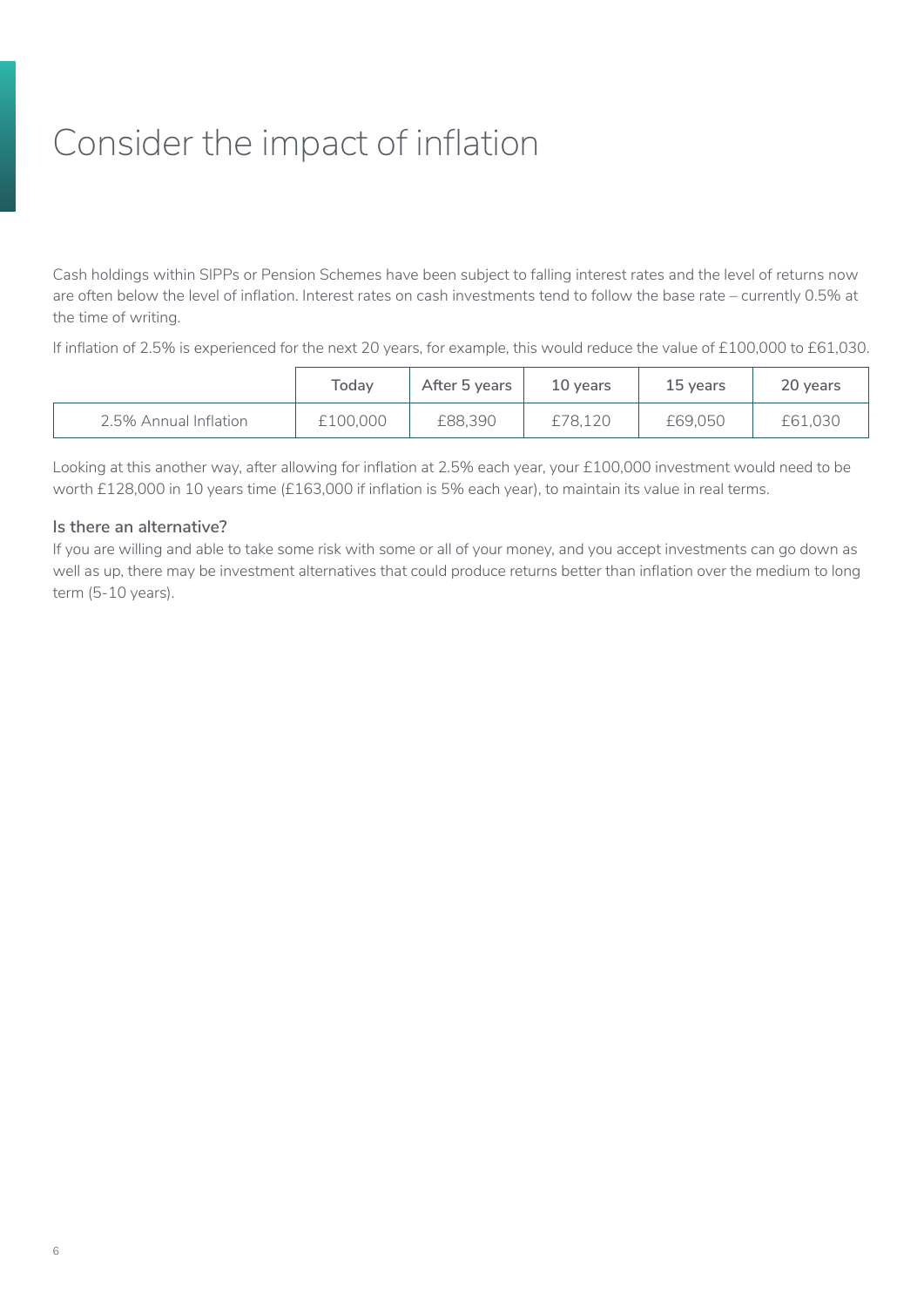# Consider the impact of inflation

Cash holdings within SIPPs or Pension Schemes have been subject to falling interest rates and the level of returns now are often below the level of inflation. Interest rates on cash investments tend to follow the base rate – currently 0.5% at the time of writing.

If inflation of 2.5% is experienced for the next 20 years, for example, this would reduce the value of £100,000 to £61,030.

| | Today | After 5 years | 10 years | 15 years | 20 years |
|---|---|---|---|---|---|
| 2.5% Annual Inflation | £100,000 | £88,390 | £78,120 | £69,050 | £61,030 |

Looking at this another way, after allowing for inflation at 2.5% each year, your £100,000 investment would need to be worth £128,000 in 10 years time (£163,000 if inflation is 5% each year), to maintain its value in real terms.

### Is there an alternative?

If you are willing and able to take some risk with some or all of your money, and you accept investments can go down as well as up, there may be investment alternatives that could produce returns better than inflation over the medium to long term (5-10 years).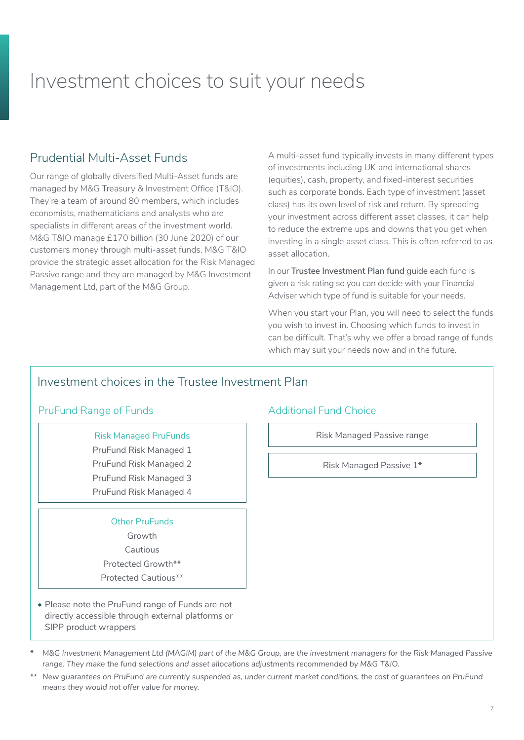# Investment choices to suit your needs

## Prudential Multi-Asset Funds

Our range of globally diversified Multi-Asset funds are managed by M&G Treasury & Investment Office (T&IO). They're a team of around 80 members, which includes economists, mathematicians and analysts who are specialists in different areas of the investment world. M&G T&IO manage £170 billion (30 June 2020) of our customers money through multi-asset funds. M&G T&IO provide the strategic asset allocation for the Risk Managed Passive range and they are managed by M&G Investment Management Ltd, part of the M&G Group.

A multi-asset fund typically invests in many different types of investments including UK and international shares (equities), cash, property, and fixed-interest securities such as corporate bonds. Each type of investment (asset class) has its own level of risk and return. By spreading your investment across different asset classes, it can help to reduce the extreme ups and downs that you get when investing in a single asset class. This is often referred to as asset allocation.

In our **Trustee Investment Plan fund guide** each fund is given a risk rating so you can decide with your Financial Adviser which type of fund is suitable for your needs.

When you start your Plan, you will need to select the funds you wish to invest in. Choosing which funds to invest in can be difficult. That's why we offer a broad range of funds which may suit your needs now and in the future.

## Investment choices in the Trustee Investment Plan

### PruFund Range of Funds

**Risk Managed PruFunds**

- PruFund Risk Managed 1
- PruFund Risk Managed 2
- PruFund Risk Managed 3
- PruFund Risk Managed 4

**Other PruFunds**

- Growth
- Cautious
- Protected Growth**
- Protected Cautious**

- Please note the PruFund range of Funds are not directly accessible through external platforms or SIPP product wrappers

### Additional Fund Choice

**Risk Managed Passive range**

- Risk Managed Passive 1*

\* *M&G Investment Management Ltd (MAGIM) part of the M&G Group, are the investment managers for the Risk Managed Passive range. They make the fund selections and asset allocations adjustments recommended by M&G T&IO.*

** *New guarantees on PruFund are currently suspended as, under current market conditions, the cost of guarantees on PruFund means they would not offer value for money.*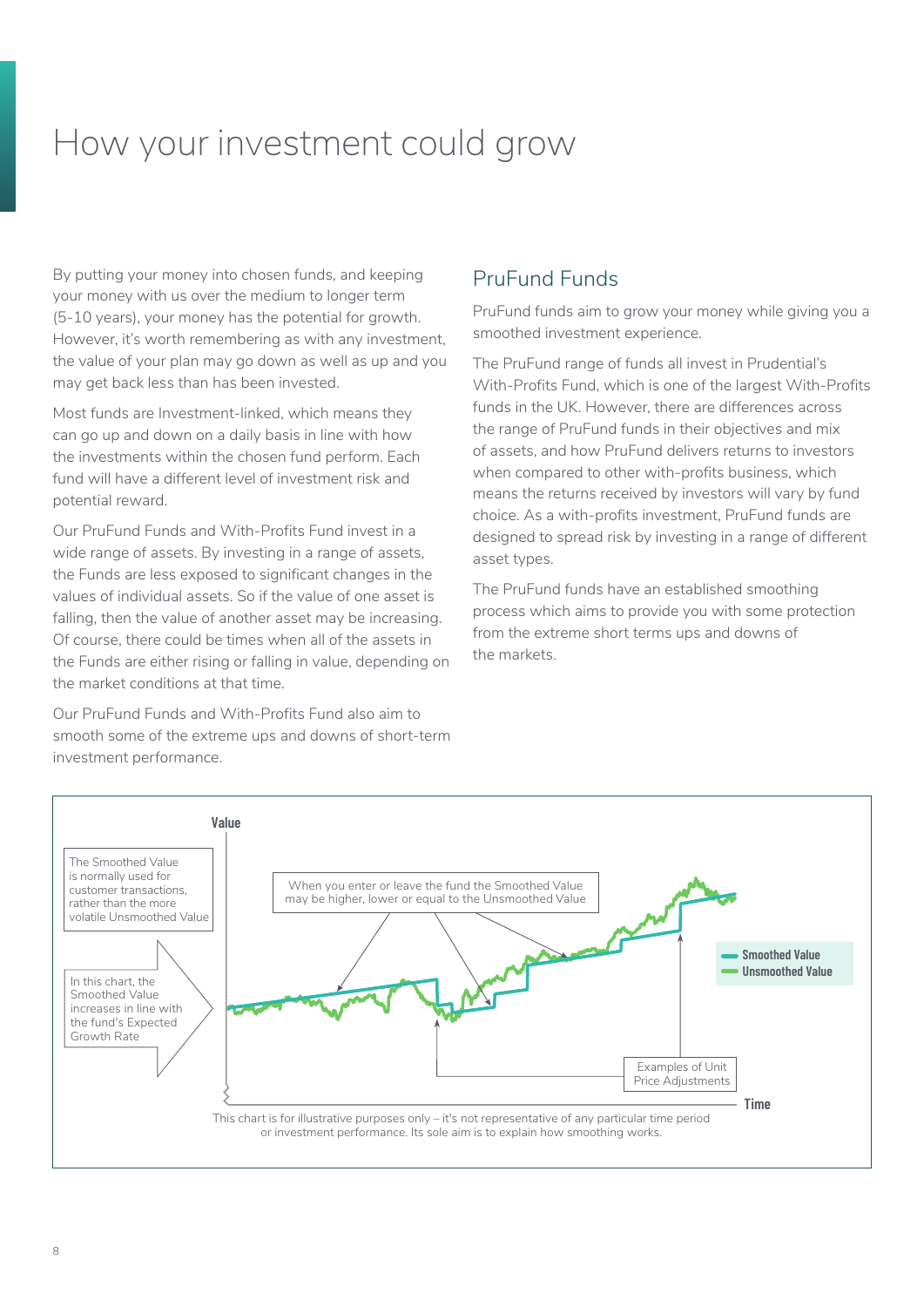# How your investment could grow

By putting your money into chosen funds, and keeping your money with us over the medium to longer term (5-10 years), your money has the potential for growth. However, it's worth remembering as with any investment, the value of your plan may go down as well as up and you may get back less than has been invested.

Most funds are Investment-linked, which means they can go up and down on a daily basis in line with how the investments within the chosen fund perform. Each fund will have a different level of investment risk and potential reward.

Our PruFund Funds and With-Profits Fund invest in a wide range of assets. By investing in a range of assets, the Funds are less exposed to significant changes in the values of individual assets. So if the value of one asset is falling, then the value of another asset may be increasing. Of course, there could be times when all of the assets in the Funds are either rising or falling in value, depending on the market conditions at that time.

Our PruFund Funds and With-Profits Fund also aim to smooth some of the extreme ups and downs of short-term investment performance.

## PruFund Funds

PruFund funds aim to grow your money while giving you a smoothed investment experience.

The PruFund range of funds all invest in Prudential's With-Profits Fund, which is one of the largest With-Profits funds in the UK. However, there are differences across the range of PruFund funds in their objectives and mix of assets, and how PruFund delivers returns to investors when compared to other with-profits business, which means the returns received by investors will vary by fund choice. As a with-profits investment, PruFund funds are designed to spread risk by investing in a range of different asset types.

The PruFund funds have an established smoothing process which aims to provide you with some protection from the extreme short terms ups and downs of the markets.

Value

The Smoothed Value is normally used for customer transactions, rather than the more volatile Unsmoothed Value

In this chart, the Smoothed Value increases in line with the fund's Expected Growth Rate

When you enter or leave the fund the Smoothed Value may be higher, lower or equal to the Unsmoothed Value

Smoothed Value

Unsmoothed Value

Examples of Unit Price Adjustments

Time

This chart is for illustrative purposes only – it's not representative of any particular time period or investment performance. Its sole aim is to explain how smoothing works.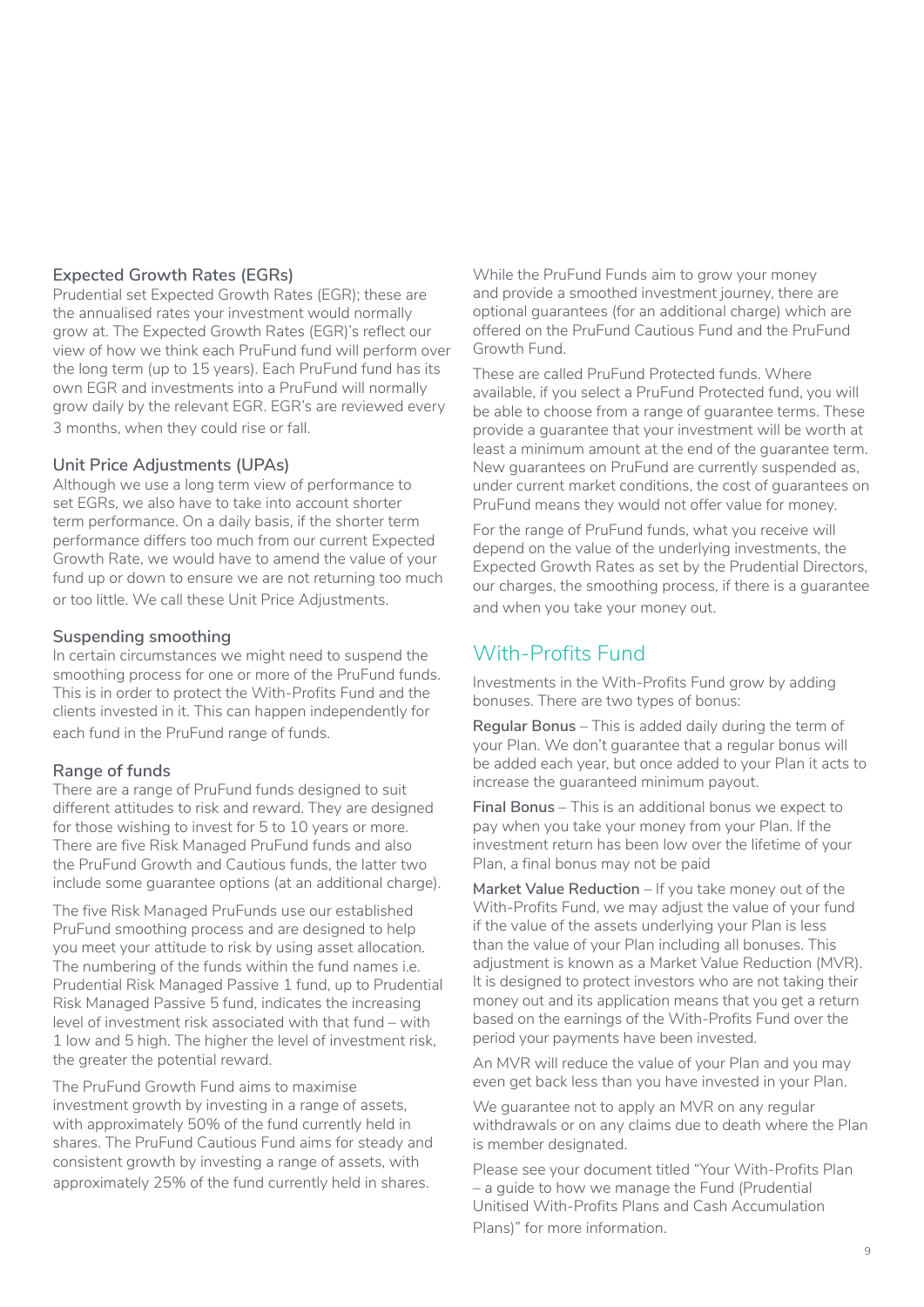### Expected Growth Rates (EGRs)

Prudential set Expected Growth Rates (EGR); these are the annualised rates your investment would normally grow at. The Expected Growth Rates (EGR)'s reflect our view of how we think each PruFund fund will perform over the long term (up to 15 years). Each PruFund fund has its own EGR and investments into a PruFund will normally grow daily by the relevant EGR. EGR's are reviewed every 3 months, when they could rise or fall.

### Unit Price Adjustments (UPAs)

Although we use a long term view of performance to set EGRs, we also have to take into account shorter term performance. On a daily basis, if the shorter term performance differs too much from our current Expected Growth Rate, we would have to amend the value of your fund up or down to ensure we are not returning too much or too little. We call these Unit Price Adjustments.

### Suspending smoothing

In certain circumstances we might need to suspend the smoothing process for one or more of the PruFund funds. This is in order to protect the With-Profits Fund and the clients invested in it. This can happen independently for each fund in the PruFund range of funds.

### Range of funds

There are a range of PruFund funds designed to suit different attitudes to risk and reward. They are designed for those wishing to invest for 5 to 10 years or more. There are five Risk Managed PruFund funds and also the PruFund Growth and Cautious funds, the latter two include some guarantee options (at an additional charge).

The five Risk Managed PruFunds use our established PruFund smoothing process and are designed to help you meet your attitude to risk by using asset allocation. The numbering of the funds within the fund names i.e. Prudential Risk Managed Passive 1 fund, up to Prudential Risk Managed Passive 5 fund, indicates the increasing level of investment risk associated with that fund – with 1 low and 5 high. The higher the level of investment risk, the greater the potential reward.

The PruFund Growth Fund aims to maximise investment growth by investing in a range of assets, with approximately 50% of the fund currently held in shares. The PruFund Cautious Fund aims for steady and consistent growth by investing a range of assets, with approximately 25% of the fund currently held in shares.

While the PruFund Funds aim to grow your money and provide a smoothed investment journey, there are optional guarantees (for an additional charge) which are offered on the PruFund Cautious Fund and the PruFund Growth Fund.

These are called PruFund Protected funds. Where available, if you select a PruFund Protected fund, you will be able to choose from a range of guarantee terms. These provide a guarantee that your investment will be worth at least a minimum amount at the end of the guarantee term. New guarantees on PruFund are currently suspended as, under current market conditions, the cost of guarantees on PruFund means they would not offer value for money.

For the range of PruFund funds, what you receive will depend on the value of the underlying investments, the Expected Growth Rates as set by the Prudential Directors, our charges, the smoothing process, if there is a guarantee and when you take your money out.

## With-Profits Fund

Investments in the With-Profits Fund grow by adding bonuses. There are two types of bonus:

**Regular Bonus** – This is added daily during the term of your Plan. We don't guarantee that a regular bonus will be added each year, but once added to your Plan it acts to increase the guaranteed minimum payout.

**Final Bonus** – This is an additional bonus we expect to pay when you take your money from your Plan. If the investment return has been low over the lifetime of your Plan, a final bonus may not be paid

**Market Value Reduction** – If you take money out of the With-Profits Fund, we may adjust the value of your fund if the value of the assets underlying your Plan is less than the value of your Plan including all bonuses. This adjustment is known as a Market Value Reduction (MVR). It is designed to protect investors who are not taking their money out and its application means that you get a return based on the earnings of the With-Profits Fund over the period your payments have been invested.

An MVR will reduce the value of your Plan and you may even get back less than you have invested in your Plan.

We guarantee not to apply an MVR on any regular withdrawals or on any claims due to death where the Plan is member designated.

Please see your document titled "Your With-Profits Plan – a guide to how we manage the Fund (Prudential Unitised With-Profits Plans and Cash Accumulation Plans)" for more information.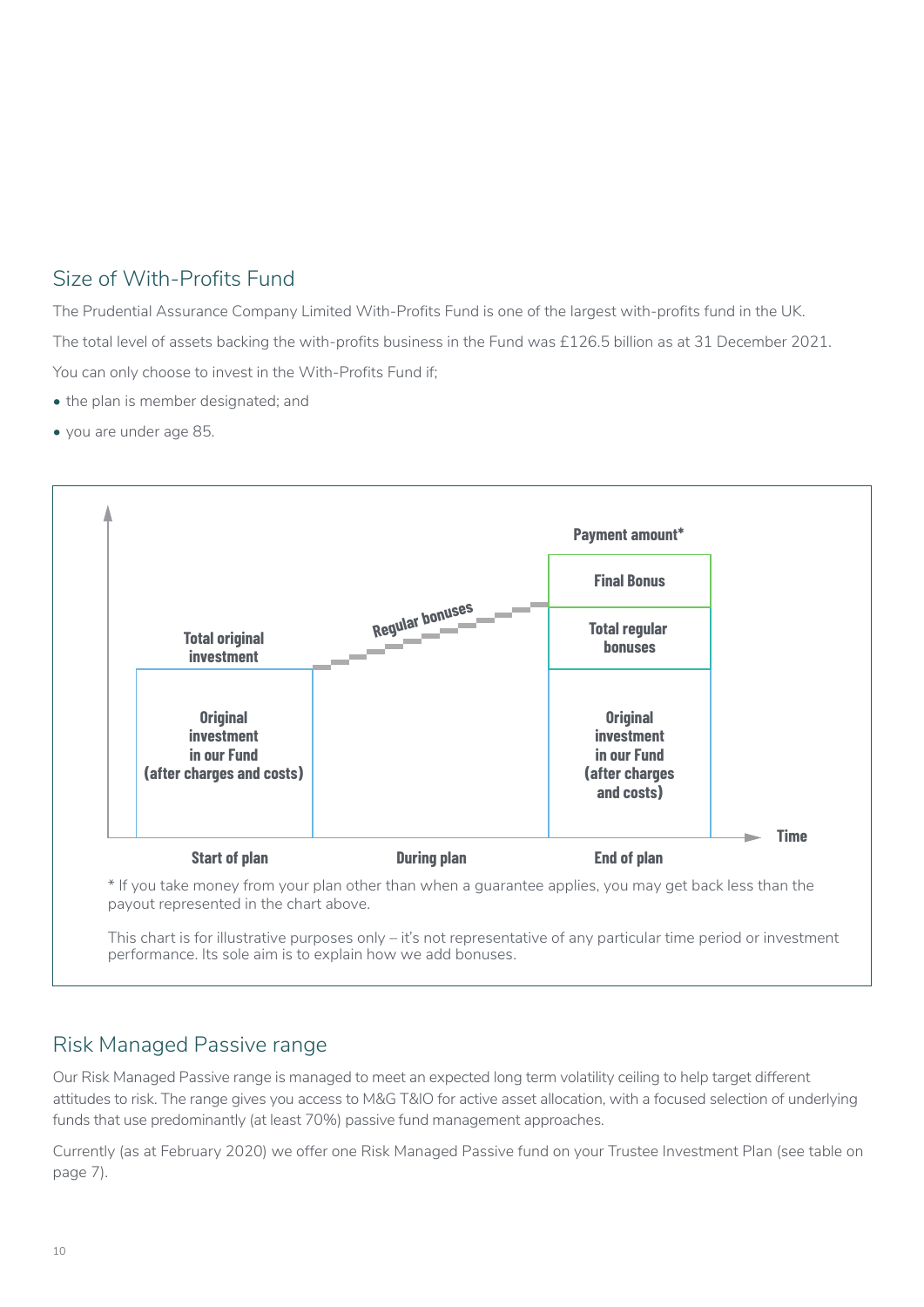## Size of With-Profits Fund

The Prudential Assurance Company Limited With-Profits Fund is one of the largest with-profits fund in the UK.

The total level of assets backing the with-profits business in the Fund was £126.5 billion as at 31 December 2021.

You can only choose to invest in the With-Profits Fund if;

- the plan is member designated; and
- you are under age 85.

**Payment amount***

**Final Bonus**

**Total regular bonuses**

**Regular bonuses**

**Total original investment**

**Original investment in our Fund (after charges and costs)**

**Original investment in our Fund (after charges and costs)**

**Time**

**Start of plan** **During plan** **End of plan**

* If you take money from your plan other than when a guarantee applies, you may get back less than the payout represented in the chart above.

This chart is for illustrative purposes only – it's not representative of any particular time period or investment performance. Its sole aim is to explain how we add bonuses.

## Risk Managed Passive range

Our Risk Managed Passive range is managed to meet an expected long term volatility ceiling to help target different attitudes to risk. The range gives you access to M&G T&IO for active asset allocation, with a focused selection of underlying funds that use predominantly (at least 70%) passive fund management approaches.

Currently (as at February 2020) we offer one Risk Managed Passive fund on your Trustee Investment Plan (see table on page 7).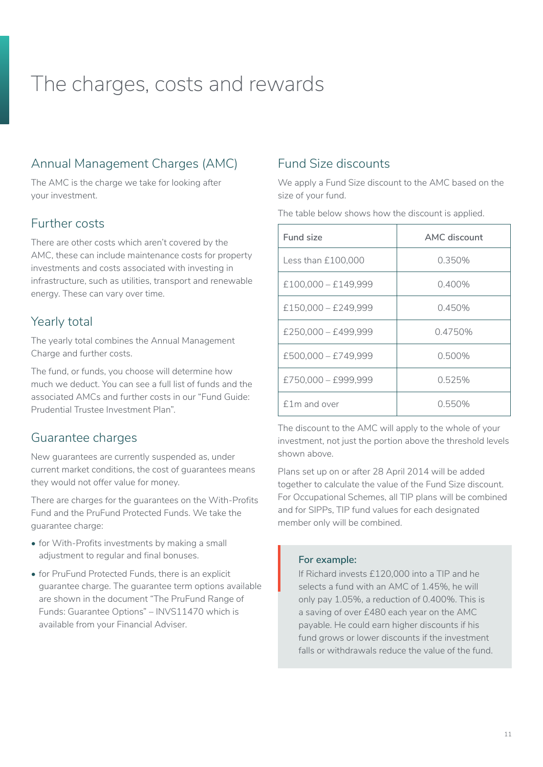# The charges, costs and rewards

## Annual Management Charges (AMC)

The AMC is the charge we take for looking after your investment.

## Further costs

There are other costs which aren't covered by the AMC, these can include maintenance costs for property investments and costs associated with investing in infrastructure, such as utilities, transport and renewable energy. These can vary over time.

## Yearly total

The yearly total combines the Annual Management Charge and further costs.

The fund, or funds, you choose will determine how much we deduct. You can see a full list of funds and the associated AMCs and further costs in our "Fund Guide: Prudential Trustee Investment Plan".

## Guarantee charges

New guarantees are currently suspended as, under current market conditions, the cost of guarantees means they would not offer value for money.

There are charges for the guarantees on the With-Profits Fund and the PruFund Protected Funds. We take the guarantee charge:

- for With-Profits investments by making a small adjustment to regular and final bonuses.
- for PruFund Protected Funds, there is an explicit guarantee charge. The guarantee term options available are shown in the document "The PruFund Range of Funds: Guarantee Options" – INVS11470 which is available from your Financial Adviser.

## Fund Size discounts

We apply a Fund Size discount to the AMC based on the size of your fund.

The table below shows how the discount is applied.

| Fund size | AMC discount |
|---|---|
| Less than £100,000 | 0.350% |
| £100,000 – £149,999 | 0.400% |
| £150,000 – £249,999 | 0.450% |
| £250,000 – £499,999 | 0.4750% |
| £500,000 – £749,999 | 0.500% |
| £750,000 – £999,999 | 0.525% |
| £1m and over | 0.550% |

The discount to the AMC will apply to the whole of your investment, not just the portion above the threshold levels shown above.

Plans set up on or after 28 April 2014 will be added together to calculate the value of the Fund Size discount. For Occupational Schemes, all TIP plans will be combined and for SIPPs, TIP fund values for each designated member only will be combined.

**For example:**
If Richard invests £120,000 into a TIP and he selects a fund with an AMC of 1.45%, he will only pay 1.05%, a reduction of 0.400%. This is a saving of over £480 each year on the AMC payable. He could earn higher discounts if his fund grows or lower discounts if the investment falls or withdrawals reduce the value of the fund.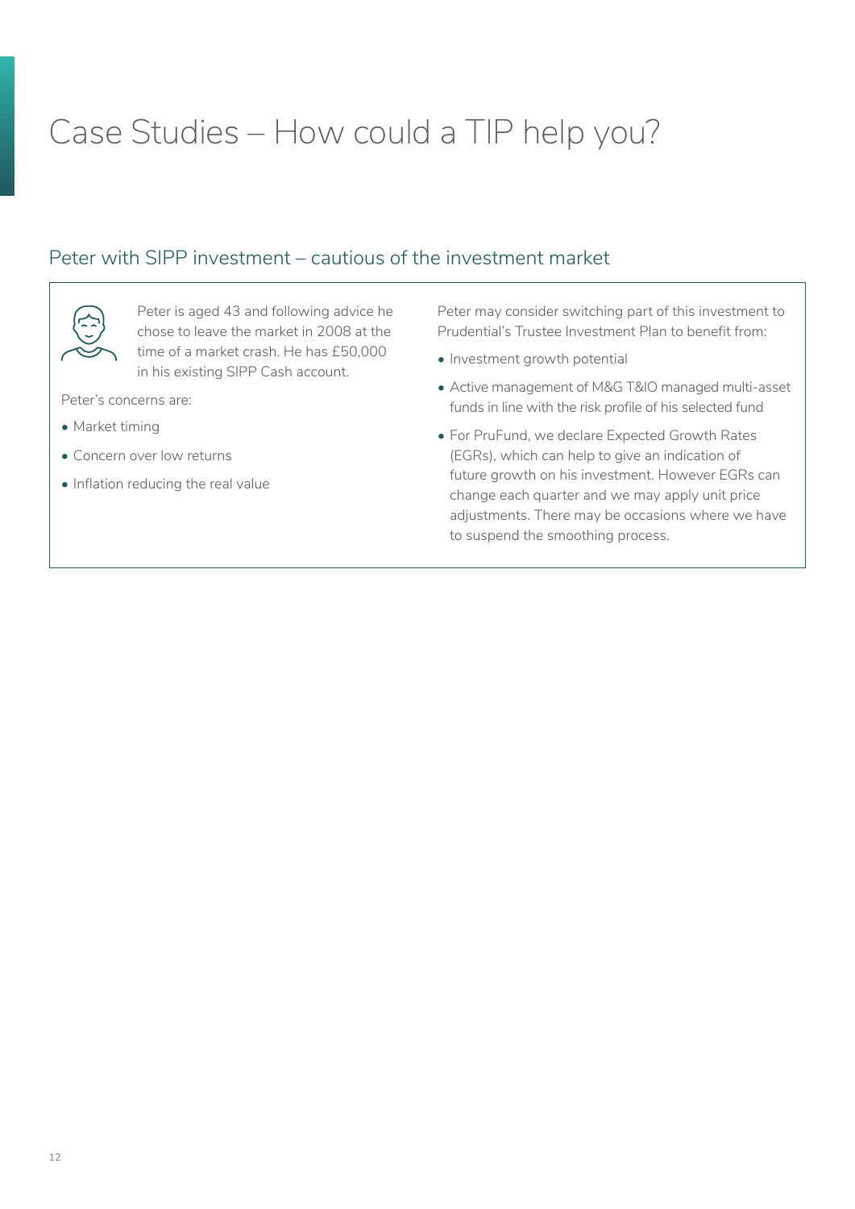# Case Studies – How could a TIP help you?

## Peter with SIPP investment – cautious of the investment market

Peter is aged 43 and following advice he chose to leave the market in 2008 at the time of a market crash. He has £50,000 in his existing SIPP Cash account.

Peter's concerns are:

- Market timing
- Concern over low returns
- Inflation reducing the real value

Peter may consider switching part of this investment to Prudential's Trustee Investment Plan to benefit from:

- Investment growth potential
- Active management of M&G T&IO managed multi-asset funds in line with the risk profile of his selected fund
- For PruFund, we declare Expected Growth Rates (EGRs), which can help to give an indication of future growth on his investment. However EGRs can change each quarter and we may apply unit price adjustments. There may be occasions where we have to suspend the smoothing process.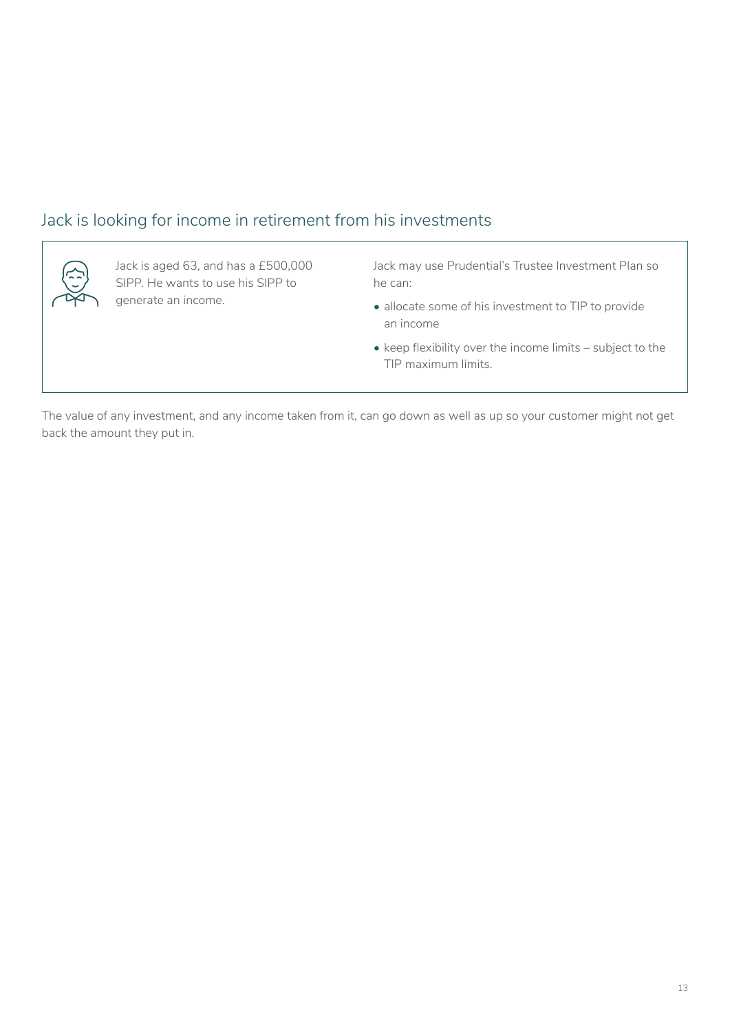## Jack is looking for income in retirement from his investments

Jack is aged 63, and has a £500,000 SIPP. He wants to use his SIPP to generate an income.

Jack may use Prudential's Trustee Investment Plan so he can:

- allocate some of his investment to TIP to provide an income
- keep flexibility over the income limits – subject to the TIP maximum limits.

The value of any investment, and any income taken from it, can go down as well as up so your customer might not get back the amount they put in.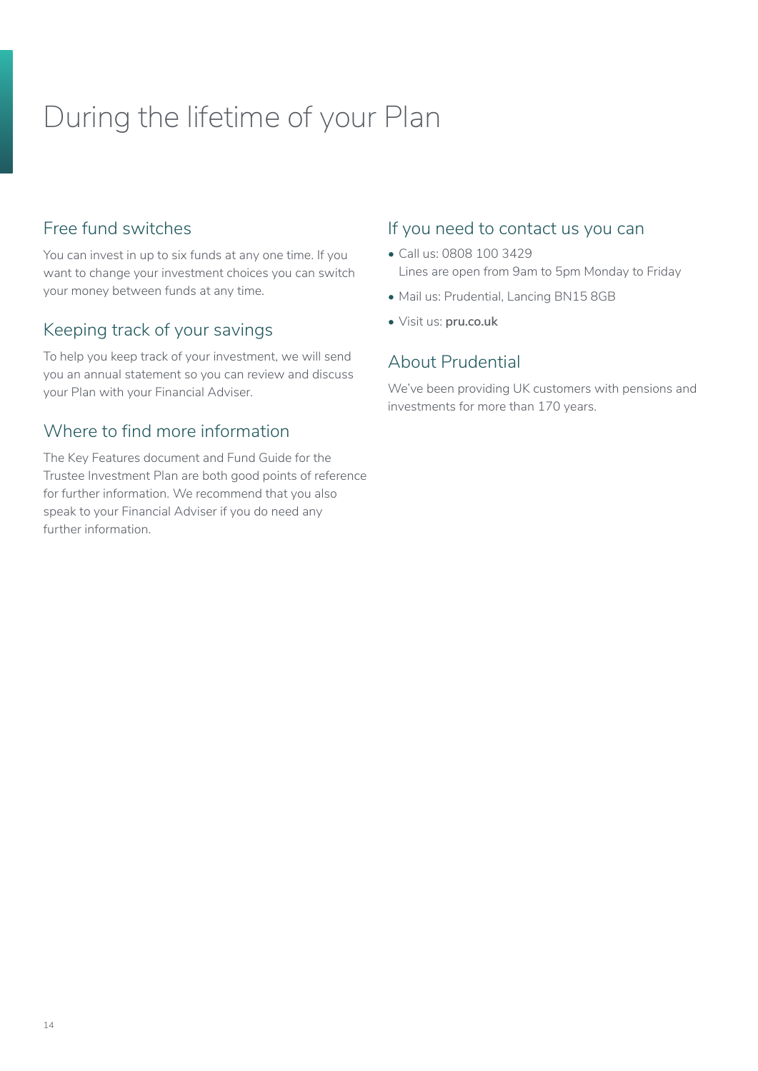# During the lifetime of your Plan

## Free fund switches

You can invest in up to six funds at any one time. If you want to change your investment choices you can switch your money between funds at any time.

## Keeping track of your savings

To help you keep track of your investment, we will send you an annual statement so you can review and discuss your Plan with your Financial Adviser.

## Where to find more information

The Key Features document and Fund Guide for the Trustee Investment Plan are both good points of reference for further information. We recommend that you also speak to your Financial Adviser if you do need any further information.

## If you need to contact us you can

- Call us: 0808 100 3429
  Lines are open from 9am to 5pm Monday to Friday
- Mail us: Prudential, Lancing BN15 8GB
- Visit us: **pru.co.uk**

## About Prudential

We've been providing UK customers with pensions and investments for more than 170 years.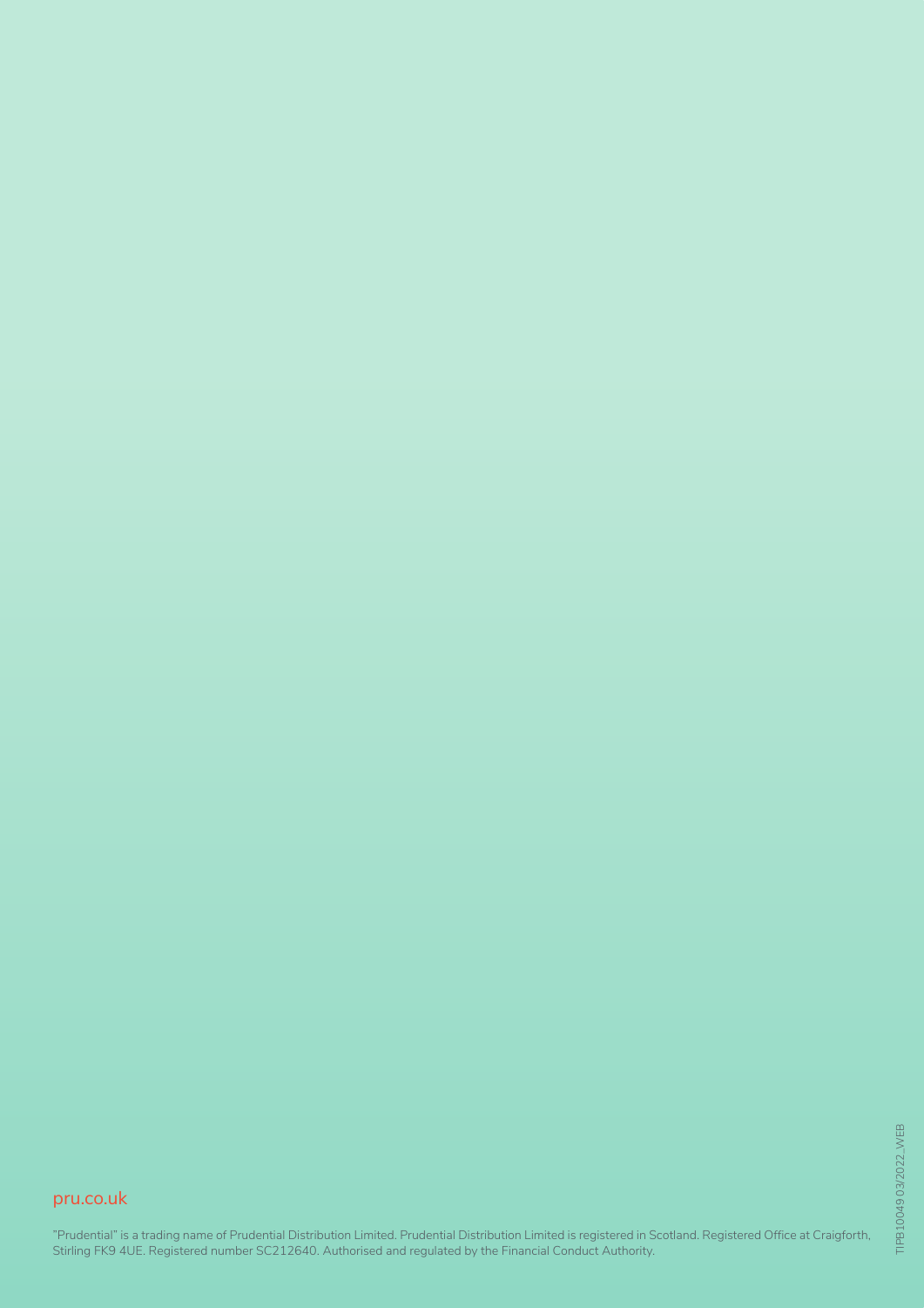pru.co.uk

"Prudential" is a trading name of Prudential Distribution Limited. Prudential Distribution Limited is registered in Scotland. Registered Office at Craigforth, Stirling FK9 4UE. Registered number SC212640. Authorised and regulated by the Financial Conduct Authority.

TIPB10049 03/2022_WEB